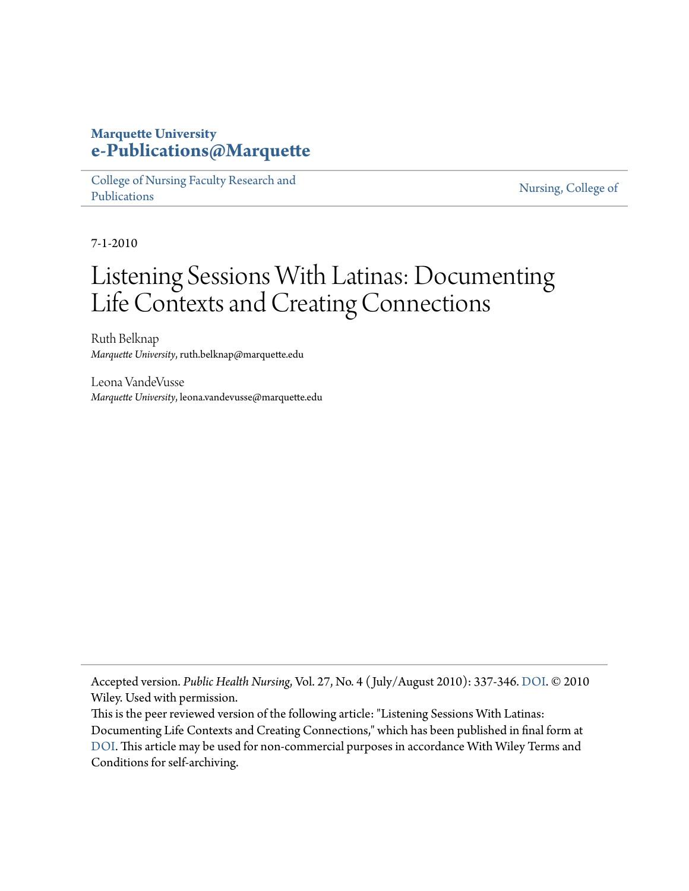**Marquette University**
**e-Publications@Marquette**

College of Nursing Faculty Research and Publications | Nursing, College of

7-1-2010

# Listening Sessions With Latinas: Documenting Life Contexts and Creating Connections

Ruth Belknap
*Marquette University*, ruth.belknap@marquette.edu

Leona VandeVusse
*Marquette University*, leona.vandevusse@marquette.edu

Accepted version. *Public Health Nursing*, Vol. 27, No. 4 (July/August 2010): 337-346. DOI. © 2010 Wiley. Used with permission.

This is the peer reviewed version of the following article: "Listening Sessions With Latinas: Documenting Life Contexts and Creating Connections," which has been published in final form at DOI. This article may be used for non-commercial purposes in accordance With Wiley Terms and Conditions for self-archiving.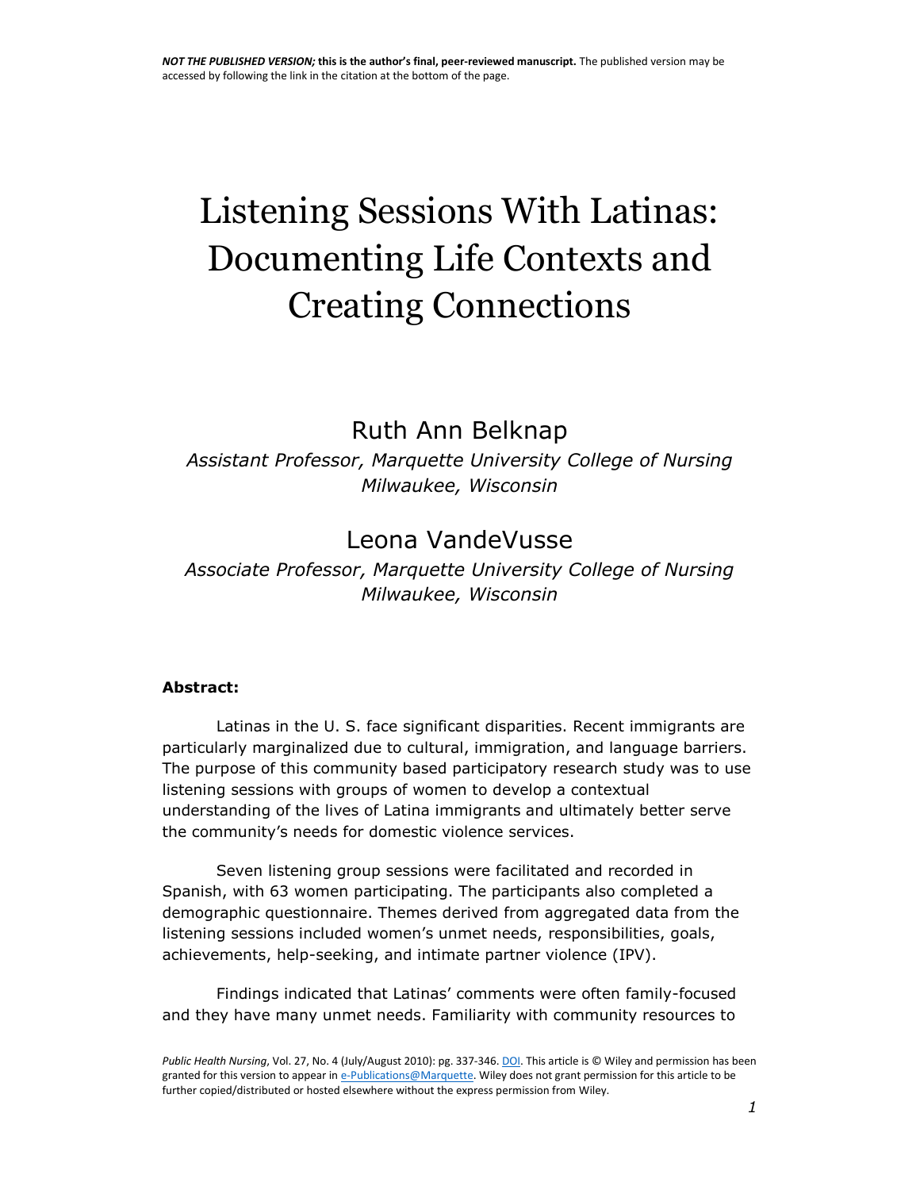*NOT THE PUBLISHED VERSION;* **this is the author's final, peer-reviewed manuscript.** The published version may be accessed by following the link in the citation at the bottom of the page.

# Listening Sessions With Latinas: Documenting Life Contexts and Creating Connections

Ruth Ann Belknap

*Assistant Professor, Marquette University College of Nursing Milwaukee, Wisconsin*

Leona VandeVusse

*Associate Professor, Marquette University College of Nursing Milwaukee, Wisconsin*

**Abstract:**

Latinas in the U. S. face significant disparities. Recent immigrants are particularly marginalized due to cultural, immigration, and language barriers. The purpose of this community based participatory research study was to use listening sessions with groups of women to develop a contextual understanding of the lives of Latina immigrants and ultimately better serve the community's needs for domestic violence services.

Seven listening group sessions were facilitated and recorded in Spanish, with 63 women participating. The participants also completed a demographic questionnaire. Themes derived from aggregated data from the listening sessions included women's unmet needs, responsibilities, goals, achievements, help-seeking, and intimate partner violence (IPV).

Findings indicated that Latinas' comments were often family-focused and they have many unmet needs. Familiarity with community resources to

*Public Health Nursing*, Vol. 27, No. 4 (July/August 2010): pg. 337-346. DOI. This article is © Wiley and permission has been granted for this version to appear in e-Publications@Marquette. Wiley does not grant permission for this article to be further copied/distributed or hosted elsewhere without the express permission from Wiley.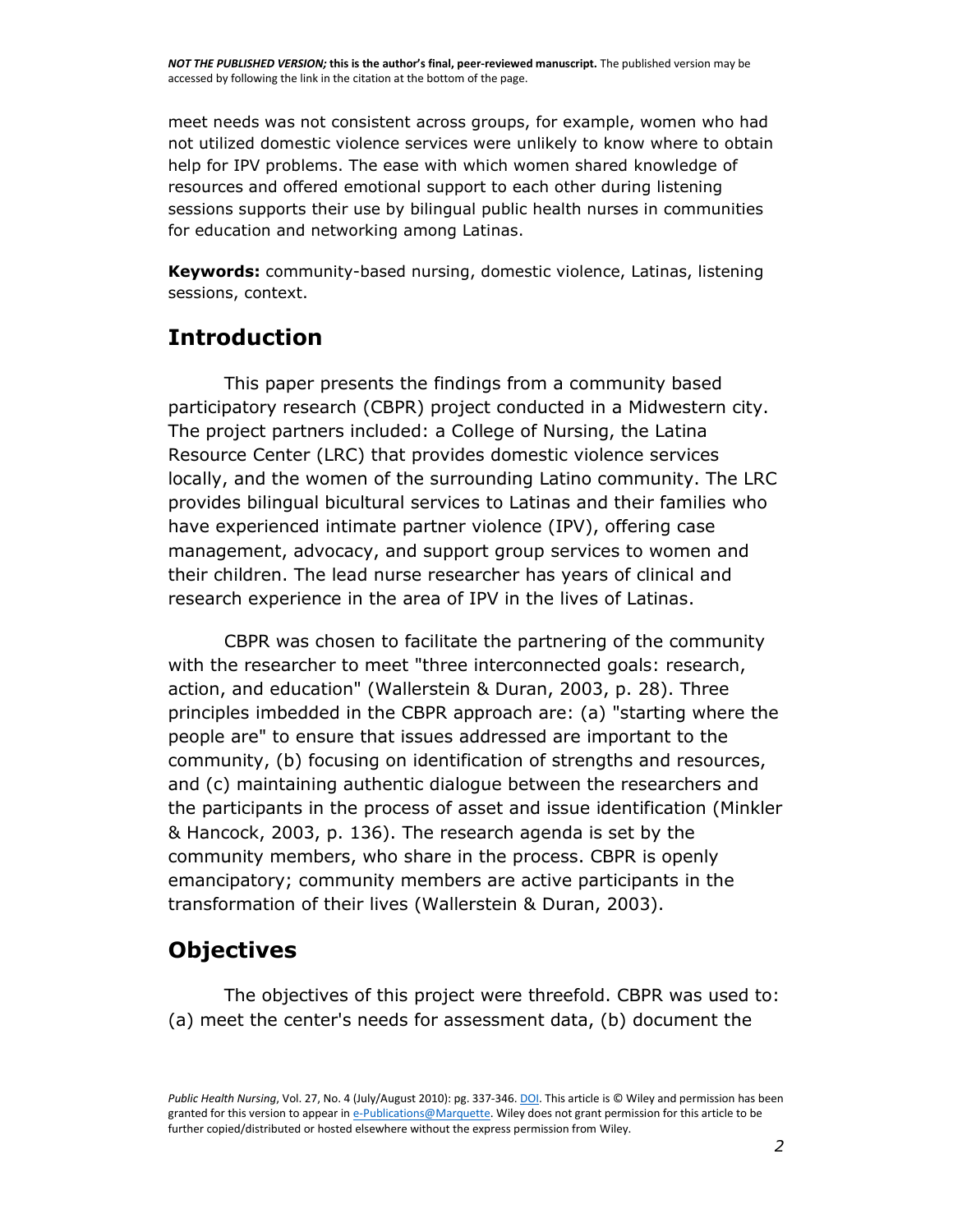meet needs was not consistent across groups, for example, women who had not utilized domestic violence services were unlikely to know where to obtain help for IPV problems. The ease with which women shared knowledge of resources and offered emotional support to each other during listening sessions supports their use by bilingual public health nurses in communities for education and networking among Latinas.

**Keywords:** community-based nursing, domestic violence, Latinas, listening sessions, context.

## Introduction

This paper presents the findings from a community based participatory research (CBPR) project conducted in a Midwestern city. The project partners included: a College of Nursing, the Latina Resource Center (LRC) that provides domestic violence services locally, and the women of the surrounding Latino community. The LRC provides bilingual bicultural services to Latinas and their families who have experienced intimate partner violence (IPV), offering case management, advocacy, and support group services to women and their children. The lead nurse researcher has years of clinical and research experience in the area of IPV in the lives of Latinas.

CBPR was chosen to facilitate the partnering of the community with the researcher to meet "three interconnected goals: research, action, and education" (Wallerstein & Duran, 2003, p. 28). Three principles imbedded in the CBPR approach are: (a) "starting where the people are" to ensure that issues addressed are important to the community, (b) focusing on identification of strengths and resources, and (c) maintaining authentic dialogue between the researchers and the participants in the process of asset and issue identification (Minkler & Hancock, 2003, p. 136). The research agenda is set by the community members, who share in the process. CBPR is openly emancipatory; community members are active participants in the transformation of their lives (Wallerstein & Duran, 2003).

## Objectives

The objectives of this project were threefold. CBPR was used to: (a) meet the center's needs for assessment data, (b) document the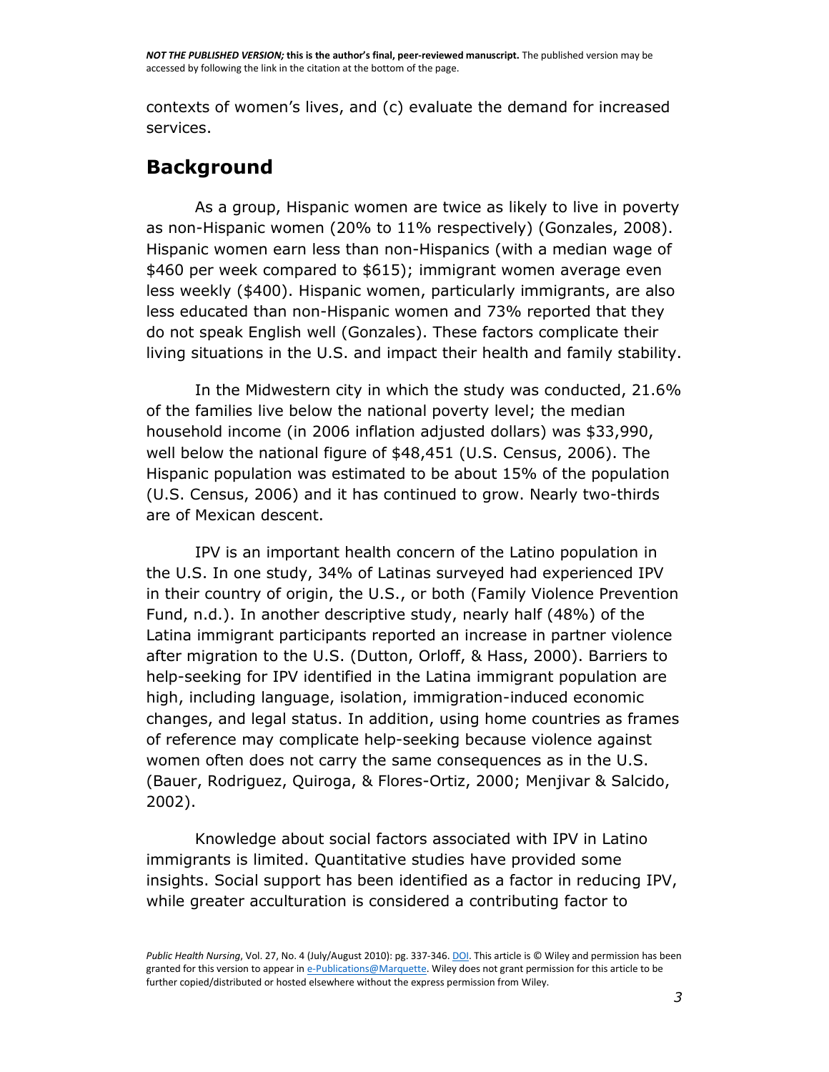contexts of women's lives, and (c) evaluate the demand for increased services.

## Background

As a group, Hispanic women are twice as likely to live in poverty as non-Hispanic women (20% to 11% respectively) (Gonzales, 2008). Hispanic women earn less than non-Hispanics (with a median wage of $460 per week compared to $615); immigrant women average even less weekly ($400). Hispanic women, particularly immigrants, are also less educated than non-Hispanic women and 73% reported that they do not speak English well (Gonzales). These factors complicate their living situations in the U.S. and impact their health and family stability.

In the Midwestern city in which the study was conducted, 21.6% of the families live below the national poverty level; the median household income (in 2006 inflation adjusted dollars) was $33,990, well below the national figure of $48,451 (U.S. Census, 2006). The Hispanic population was estimated to be about 15% of the population (U.S. Census, 2006) and it has continued to grow. Nearly two-thirds are of Mexican descent.

IPV is an important health concern of the Latino population in the U.S. In one study, 34% of Latinas surveyed had experienced IPV in their country of origin, the U.S., or both (Family Violence Prevention Fund, n.d.). In another descriptive study, nearly half (48%) of the Latina immigrant participants reported an increase in partner violence after migration to the U.S. (Dutton, Orloff, & Hass, 2000). Barriers to help-seeking for IPV identified in the Latina immigrant population are high, including language, isolation, immigration-induced economic changes, and legal status. In addition, using home countries as frames of reference may complicate help-seeking because violence against women often does not carry the same consequences as in the U.S. (Bauer, Rodriguez, Quiroga, & Flores-Ortiz, 2000; Menjivar & Salcido, 2002).

Knowledge about social factors associated with IPV in Latino immigrants is limited. Quantitative studies have provided some insights. Social support has been identified as a factor in reducing IPV, while greater acculturation is considered a contributing factor to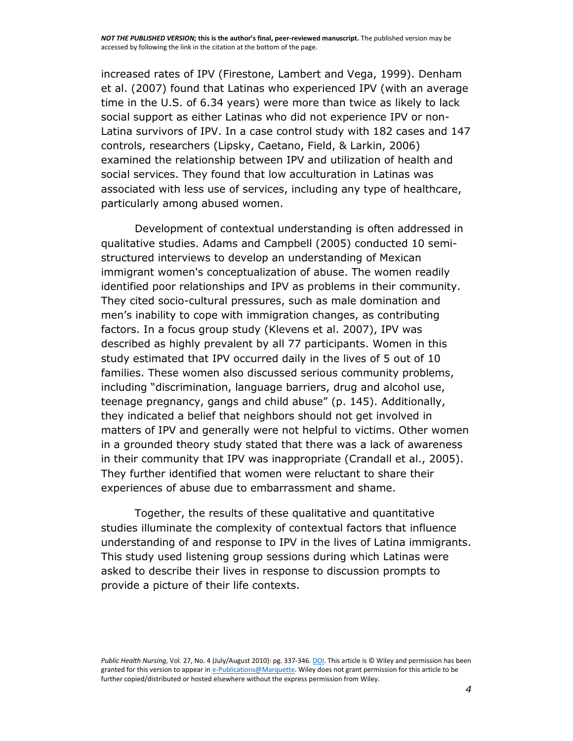increased rates of IPV (Firestone, Lambert and Vega, 1999). Denham et al. (2007) found that Latinas who experienced IPV (with an average time in the U.S. of 6.34 years) were more than twice as likely to lack social support as either Latinas who did not experience IPV or non-Latina survivors of IPV. In a case control study with 182 cases and 147 controls, researchers (Lipsky, Caetano, Field, & Larkin, 2006) examined the relationship between IPV and utilization of health and social services. They found that low acculturation in Latinas was associated with less use of services, including any type of healthcare, particularly among abused women.

Development of contextual understanding is often addressed in qualitative studies. Adams and Campbell (2005) conducted 10 semi-structured interviews to develop an understanding of Mexican immigrant women's conceptualization of abuse. The women readily identified poor relationships and IPV as problems in their community. They cited socio-cultural pressures, such as male domination and men's inability to cope with immigration changes, as contributing factors. In a focus group study (Klevens et al. 2007), IPV was described as highly prevalent by all 77 participants. Women in this study estimated that IPV occurred daily in the lives of 5 out of 10 families. These women also discussed serious community problems, including "discrimination, language barriers, drug and alcohol use, teenage pregnancy, gangs and child abuse" (p. 145). Additionally, they indicated a belief that neighbors should not get involved in matters of IPV and generally were not helpful to victims. Other women in a grounded theory study stated that there was a lack of awareness in their community that IPV was inappropriate (Crandall et al., 2005). They further identified that women were reluctant to share their experiences of abuse due to embarrassment and shame.

Together, the results of these qualitative and quantitative studies illuminate the complexity of contextual factors that influence understanding of and response to IPV in the lives of Latina immigrants. This study used listening group sessions during which Latinas were asked to describe their lives in response to discussion prompts to provide a picture of their life contexts.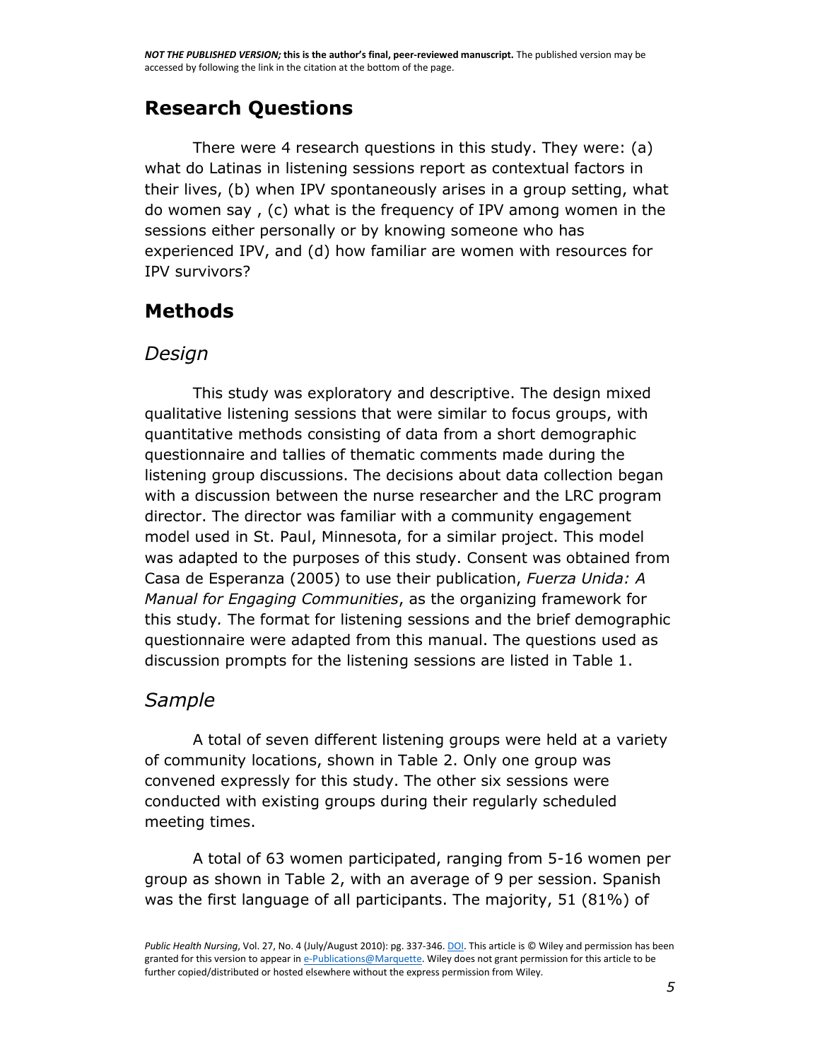## Research Questions

There were 4 research questions in this study. They were: (a) what do Latinas in listening sessions report as contextual factors in their lives, (b) when IPV spontaneously arises in a group setting, what do women say , (c) what is the frequency of IPV among women in the sessions either personally or by knowing someone who has experienced IPV, and (d) how familiar are women with resources for IPV survivors?

## Methods

### *Design*

This study was exploratory and descriptive. The design mixed qualitative listening sessions that were similar to focus groups, with quantitative methods consisting of data from a short demographic questionnaire and tallies of thematic comments made during the listening group discussions. The decisions about data collection began with a discussion between the nurse researcher and the LRC program director. The director was familiar with a community engagement model used in St. Paul, Minnesota, for a similar project. This model was adapted to the purposes of this study. Consent was obtained from Casa de Esperanza (2005) to use their publication, *Fuerza Unida: A Manual for Engaging Communities*, as the organizing framework for this study. The format for listening sessions and the brief demographic questionnaire were adapted from this manual. The questions used as discussion prompts for the listening sessions are listed in Table 1.

### *Sample*

A total of seven different listening groups were held at a variety of community locations, shown in Table 2. Only one group was convened expressly for this study. The other six sessions were conducted with existing groups during their regularly scheduled meeting times.

A total of 63 women participated, ranging from 5-16 women per group as shown in Table 2, with an average of 9 per session. Spanish was the first language of all participants. The majority, 51 (81%) of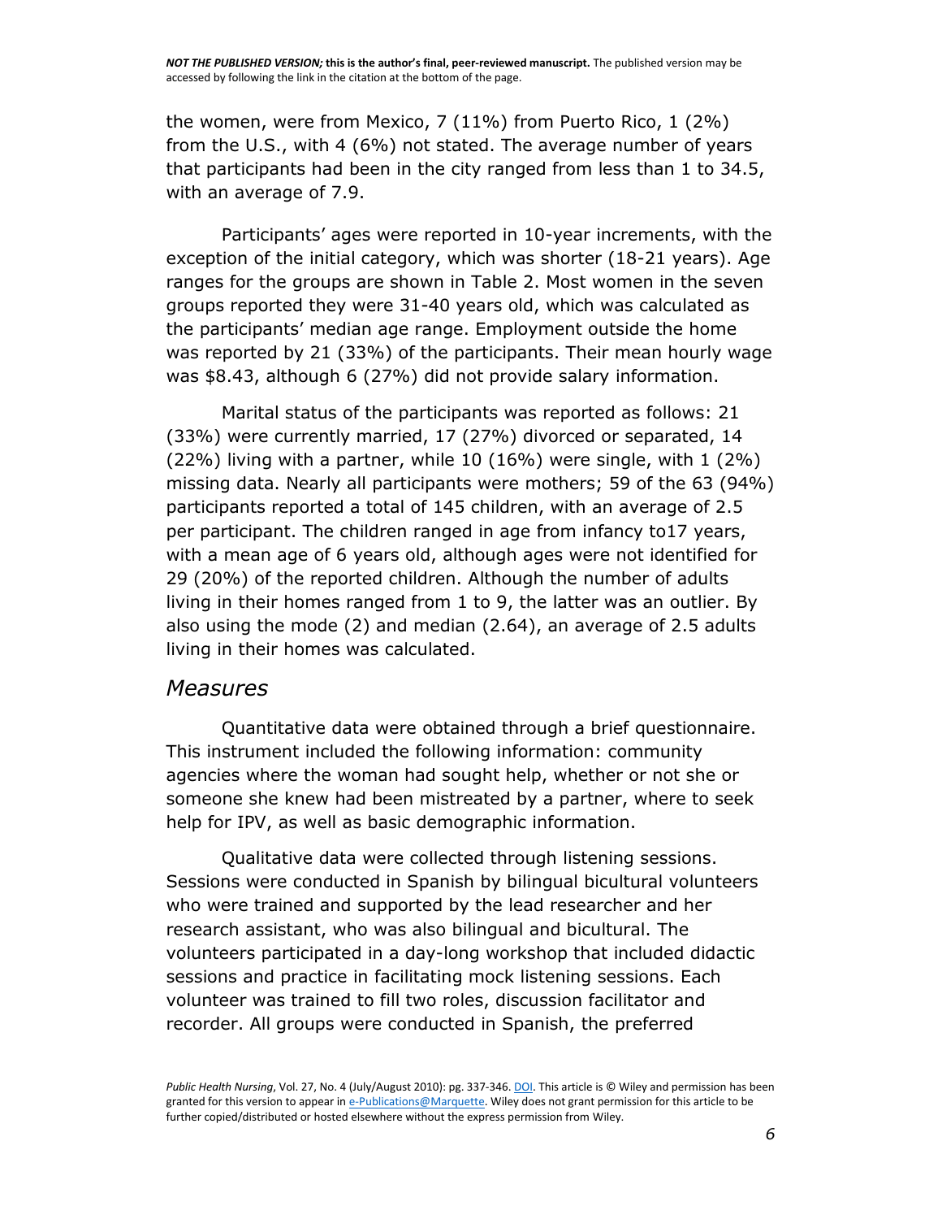the women, were from Mexico, 7 (11%) from Puerto Rico, 1 (2%) from the U.S., with 4 (6%) not stated. The average number of years that participants had been in the city ranged from less than 1 to 34.5, with an average of 7.9.

Participants' ages were reported in 10-year increments, with the exception of the initial category, which was shorter (18-21 years). Age ranges for the groups are shown in Table 2. Most women in the seven groups reported they were 31-40 years old, which was calculated as the participants' median age range. Employment outside the home was reported by 21 (33%) of the participants. Their mean hourly wage was $8.43, although 6 (27%) did not provide salary information.

Marital status of the participants was reported as follows: 21 (33%) were currently married, 17 (27%) divorced or separated, 14 (22%) living with a partner, while 10 (16%) were single, with 1 (2%) missing data. Nearly all participants were mothers; 59 of the 63 (94%) participants reported a total of 145 children, with an average of 2.5 per participant. The children ranged in age from infancy to17 years, with a mean age of 6 years old, although ages were not identified for 29 (20%) of the reported children. Although the number of adults living in their homes ranged from 1 to 9, the latter was an outlier. By also using the mode (2) and median (2.64), an average of 2.5 adults living in their homes was calculated.

## *Measures*

Quantitative data were obtained through a brief questionnaire. This instrument included the following information: community agencies where the woman had sought help, whether or not she or someone she knew had been mistreated by a partner, where to seek help for IPV, as well as basic demographic information.

Qualitative data were collected through listening sessions. Sessions were conducted in Spanish by bilingual bicultural volunteers who were trained and supported by the lead researcher and her research assistant, who was also bilingual and bicultural. The volunteers participated in a day-long workshop that included didactic sessions and practice in facilitating mock listening sessions. Each volunteer was trained to fill two roles, discussion facilitator and recorder. All groups were conducted in Spanish, the preferred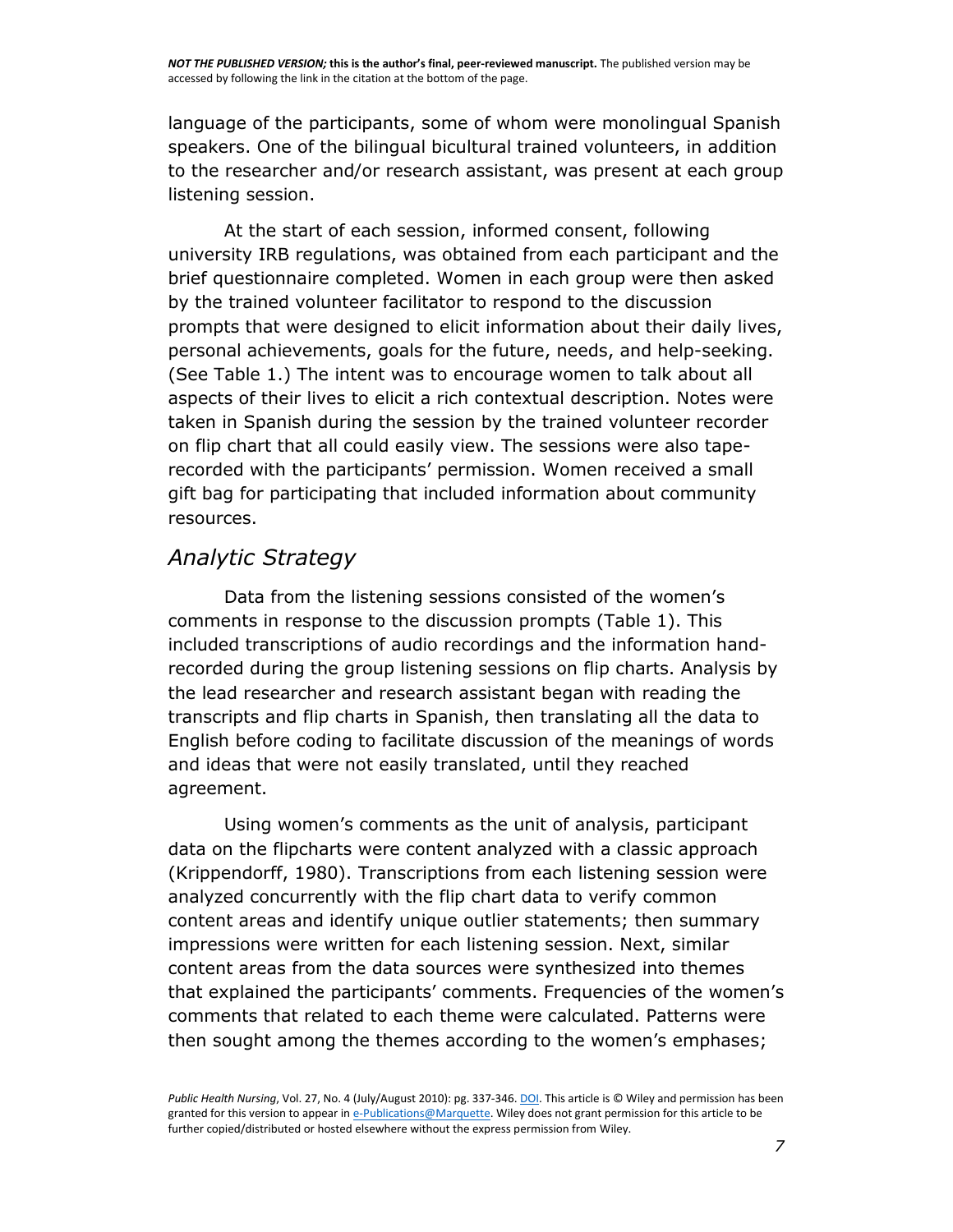language of the participants, some of whom were monolingual Spanish speakers. One of the bilingual bicultural trained volunteers, in addition to the researcher and/or research assistant, was present at each group listening session.

At the start of each session, informed consent, following university IRB regulations, was obtained from each participant and the brief questionnaire completed. Women in each group were then asked by the trained volunteer facilitator to respond to the discussion prompts that were designed to elicit information about their daily lives, personal achievements, goals for the future, needs, and help-seeking. (See Table 1.) The intent was to encourage women to talk about all aspects of their lives to elicit a rich contextual description. Notes were taken in Spanish during the session by the trained volunteer recorder on flip chart that all could easily view. The sessions were also tape-recorded with the participants' permission. Women received a small gift bag for participating that included information about community resources.

## *Analytic Strategy*

Data from the listening sessions consisted of the women's comments in response to the discussion prompts (Table 1). This included transcriptions of audio recordings and the information hand-recorded during the group listening sessions on flip charts. Analysis by the lead researcher and research assistant began with reading the transcripts and flip charts in Spanish, then translating all the data to English before coding to facilitate discussion of the meanings of words and ideas that were not easily translated, until they reached agreement.

Using women's comments as the unit of analysis, participant data on the flipcharts were content analyzed with a classic approach (Krippendorff, 1980). Transcriptions from each listening session were analyzed concurrently with the flip chart data to verify common content areas and identify unique outlier statements; then summary impressions were written for each listening session. Next, similar content areas from the data sources were synthesized into themes that explained the participants' comments. Frequencies of the women's comments that related to each theme were calculated. Patterns were then sought among the themes according to the women's emphases;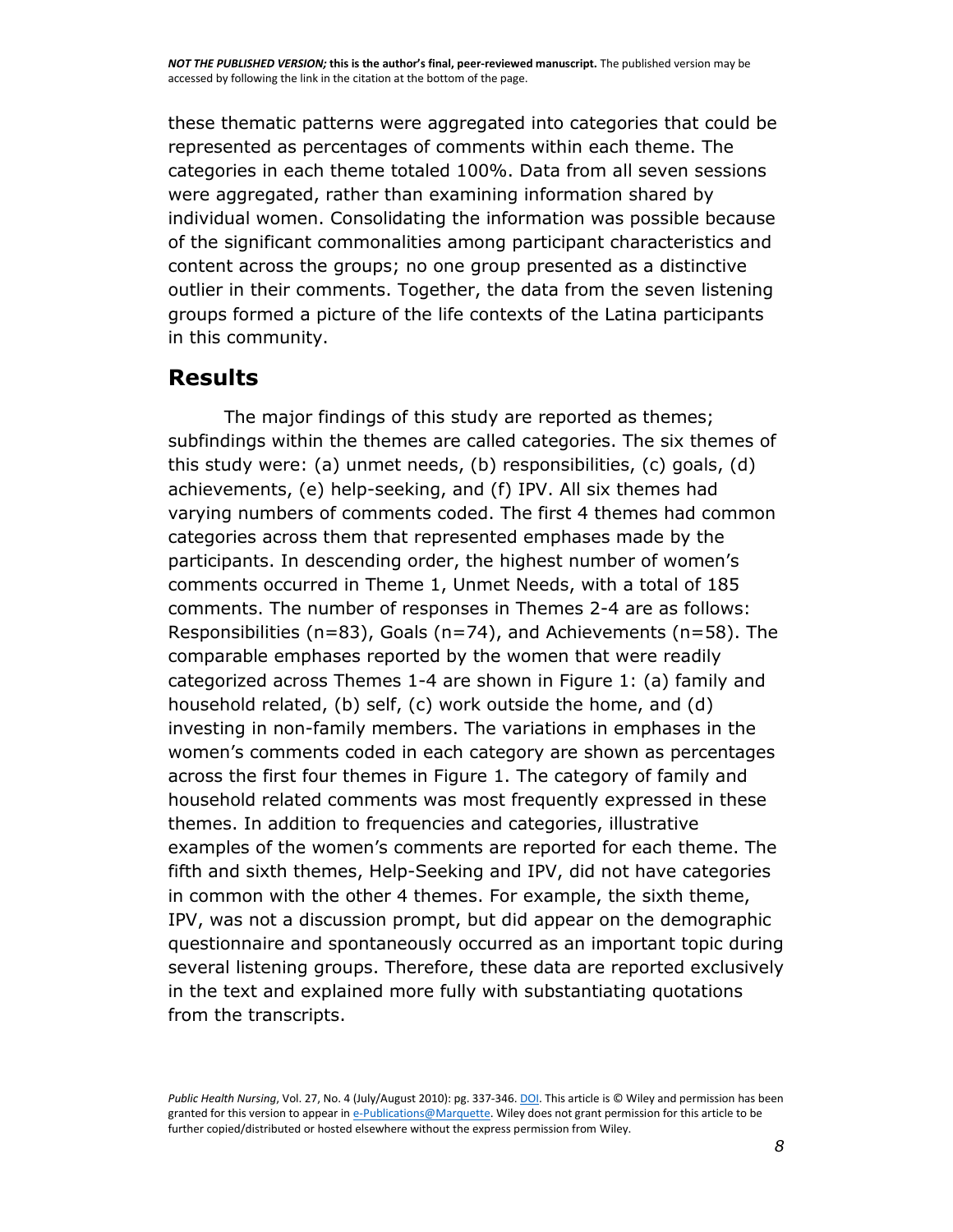these thematic patterns were aggregated into categories that could be represented as percentages of comments within each theme. The categories in each theme totaled 100%. Data from all seven sessions were aggregated, rather than examining information shared by individual women. Consolidating the information was possible because of the significant commonalities among participant characteristics and content across the groups; no one group presented as a distinctive outlier in their comments. Together, the data from the seven listening groups formed a picture of the life contexts of the Latina participants in this community.

## Results

The major findings of this study are reported as themes; subfindings within the themes are called categories. The six themes of this study were: (a) unmet needs, (b) responsibilities, (c) goals, (d) achievements, (e) help-seeking, and (f) IPV. All six themes had varying numbers of comments coded. The first 4 themes had common categories across them that represented emphases made by the participants. In descending order, the highest number of women's comments occurred in Theme 1, Unmet Needs, with a total of 185 comments. The number of responses in Themes 2-4 are as follows: Responsibilities (n=83), Goals (n=74), and Achievements (n=58). The comparable emphases reported by the women that were readily categorized across Themes 1-4 are shown in Figure 1: (a) family and household related, (b) self, (c) work outside the home, and (d) investing in non-family members. The variations in emphases in the women's comments coded in each category are shown as percentages across the first four themes in Figure 1. The category of family and household related comments was most frequently expressed in these themes. In addition to frequencies and categories, illustrative examples of the women's comments are reported for each theme. The fifth and sixth themes, Help-Seeking and IPV, did not have categories in common with the other 4 themes. For example, the sixth theme, IPV, was not a discussion prompt, but did appear on the demographic questionnaire and spontaneously occurred as an important topic during several listening groups. Therefore, these data are reported exclusively in the text and explained more fully with substantiating quotations from the transcripts.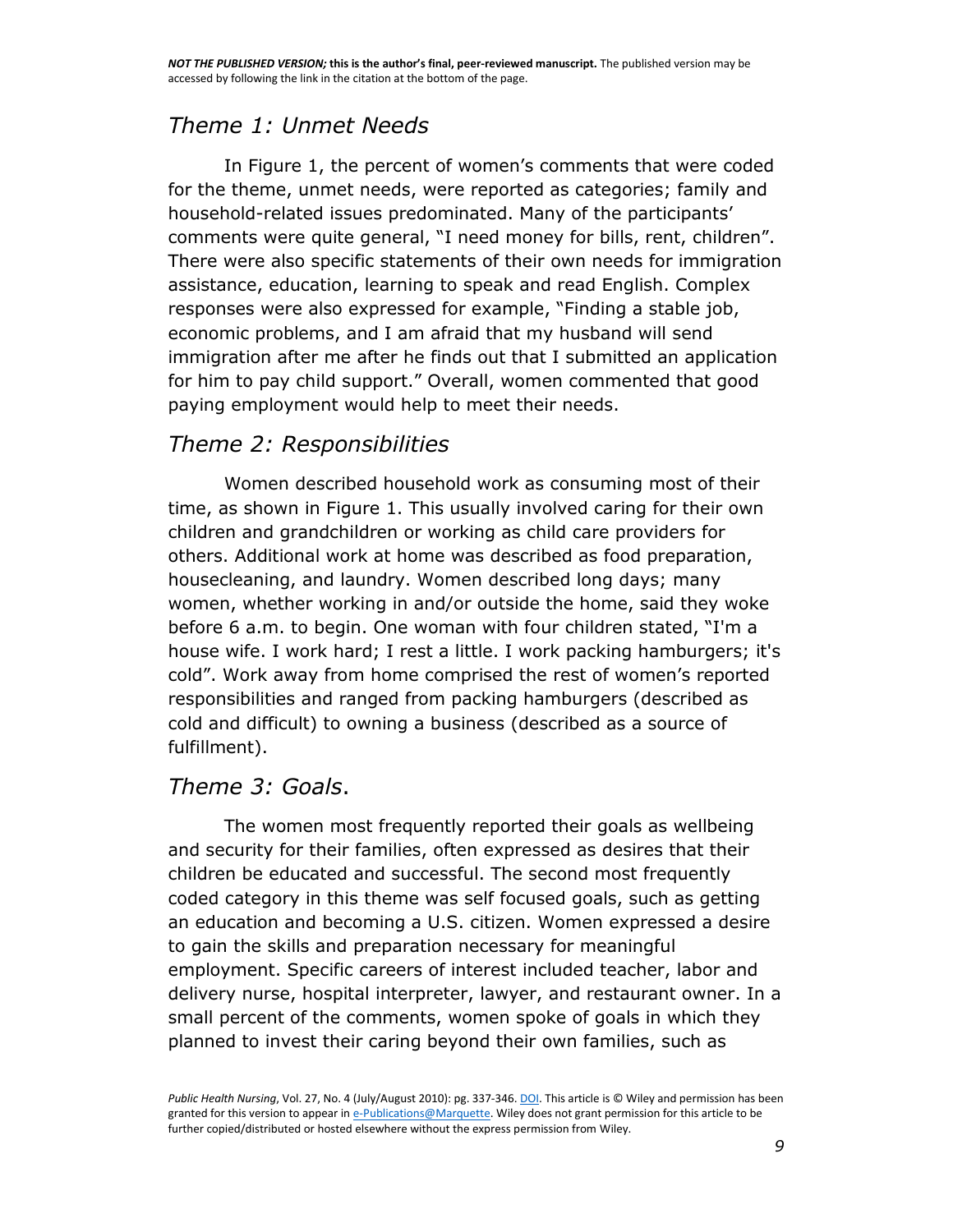## *Theme 1: Unmet Needs*

In Figure 1, the percent of women's comments that were coded for the theme, unmet needs, were reported as categories; family and household-related issues predominated. Many of the participants' comments were quite general, "I need money for bills, rent, children". There were also specific statements of their own needs for immigration assistance, education, learning to speak and read English. Complex responses were also expressed for example, "Finding a stable job, economic problems, and I am afraid that my husband will send immigration after me after he finds out that I submitted an application for him to pay child support." Overall, women commented that good paying employment would help to meet their needs.

## *Theme 2: Responsibilities*

Women described household work as consuming most of their time, as shown in Figure 1. This usually involved caring for their own children and grandchildren or working as child care providers for others. Additional work at home was described as food preparation, housecleaning, and laundry. Women described long days; many women, whether working in and/or outside the home, said they woke before 6 a.m. to begin. One woman with four children stated, "I'm a house wife. I work hard; I rest a little. I work packing hamburgers; it's cold". Work away from home comprised the rest of women's reported responsibilities and ranged from packing hamburgers (described as cold and difficult) to owning a business (described as a source of fulfillment).

## *Theme 3: Goals*.

The women most frequently reported their goals as wellbeing and security for their families, often expressed as desires that their children be educated and successful. The second most frequently coded category in this theme was self focused goals, such as getting an education and becoming a U.S. citizen. Women expressed a desire to gain the skills and preparation necessary for meaningful employment. Specific careers of interest included teacher, labor and delivery nurse, hospital interpreter, lawyer, and restaurant owner. In a small percent of the comments, women spoke of goals in which they planned to invest their caring beyond their own families, such as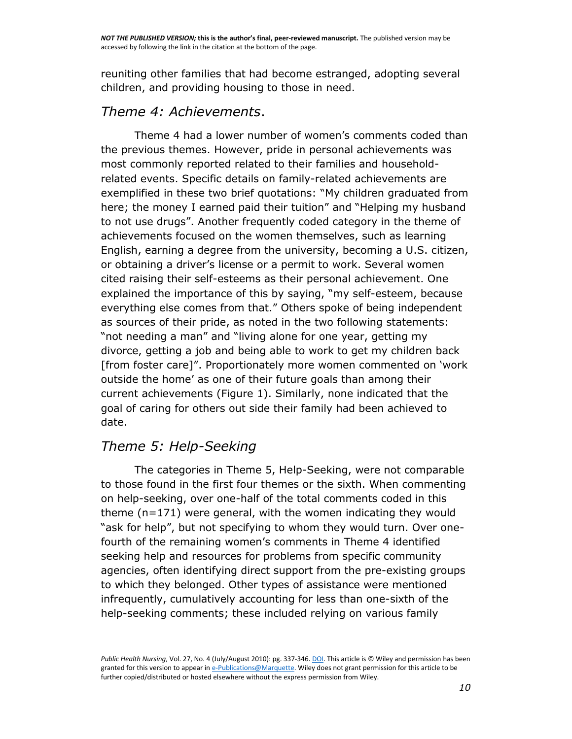reuniting other families that had become estranged, adopting several children, and providing housing to those in need.

### *Theme 4: Achievements*.

Theme 4 had a lower number of women's comments coded than the previous themes. However, pride in personal achievements was most commonly reported related to their families and household-related events. Specific details on family-related achievements are exemplified in these two brief quotations: "My children graduated from here; the money I earned paid their tuition" and "Helping my husband to not use drugs". Another frequently coded category in the theme of achievements focused on the women themselves, such as learning English, earning a degree from the university, becoming a U.S. citizen, or obtaining a driver's license or a permit to work. Several women cited raising their self-esteems as their personal achievement. One explained the importance of this by saying, "my self-esteem, because everything else comes from that." Others spoke of being independent as sources of their pride, as noted in the two following statements: "not needing a man" and "living alone for one year, getting my divorce, getting a job and being able to work to get my children back [from foster care]". Proportionately more women commented on 'work outside the home' as one of their future goals than among their current achievements (Figure 1). Similarly, none indicated that the goal of caring for others out side their family had been achieved to date.

### *Theme 5: Help-Seeking*

The categories in Theme 5, Help-Seeking, were not comparable to those found in the first four themes or the sixth. When commenting on help-seeking, over one-half of the total comments coded in this theme (n=171) were general, with the women indicating they would "ask for help", but not specifying to whom they would turn. Over one-fourth of the remaining women's comments in Theme 4 identified seeking help and resources for problems from specific community agencies, often identifying direct support from the pre-existing groups to which they belonged. Other types of assistance were mentioned infrequently, cumulatively accounting for less than one-sixth of the help-seeking comments; these included relying on various family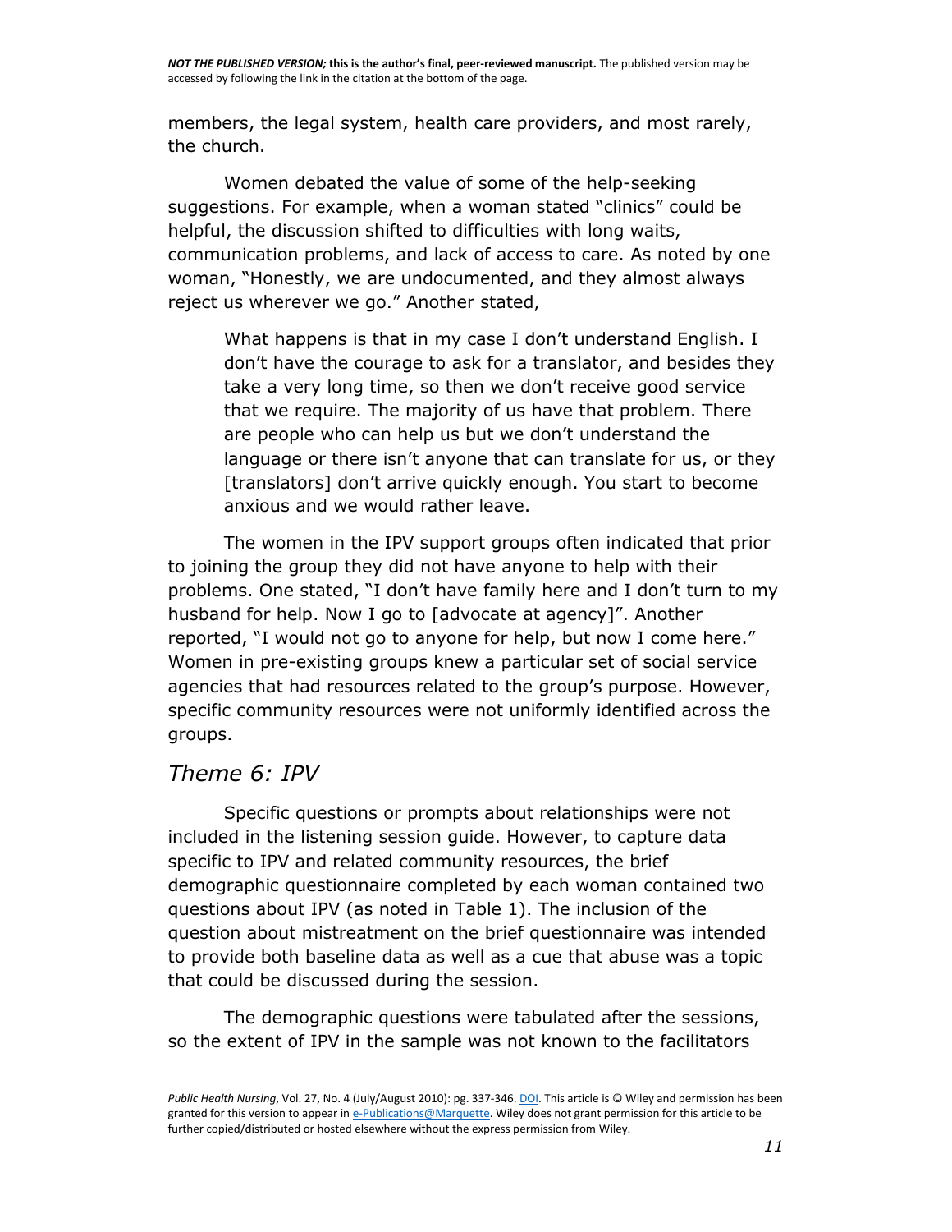members, the legal system, health care providers, and most rarely, the church.

Women debated the value of some of the help-seeking suggestions. For example, when a woman stated "clinics" could be helpful, the discussion shifted to difficulties with long waits, communication problems, and lack of access to care. As noted by one woman, "Honestly, we are undocumented, and they almost always reject us wherever we go." Another stated,

> What happens is that in my case I don't understand English. I don't have the courage to ask for a translator, and besides they take a very long time, so then we don't receive good service that we require. The majority of us have that problem. There are people who can help us but we don't understand the language or there isn't anyone that can translate for us, or they [translators] don't arrive quickly enough. You start to become anxious and we would rather leave.

The women in the IPV support groups often indicated that prior to joining the group they did not have anyone to help with their problems. One stated, "I don't have family here and I don't turn to my husband for help. Now I go to [advocate at agency]". Another reported, "I would not go to anyone for help, but now I come here." Women in pre-existing groups knew a particular set of social service agencies that had resources related to the group's purpose. However, specific community resources were not uniformly identified across the groups.

## *Theme 6: IPV*

Specific questions or prompts about relationships were not included in the listening session guide. However, to capture data specific to IPV and related community resources, the brief demographic questionnaire completed by each woman contained two questions about IPV (as noted in Table 1). The inclusion of the question about mistreatment on the brief questionnaire was intended to provide both baseline data as well as a cue that abuse was a topic that could be discussed during the session.

The demographic questions were tabulated after the sessions, so the extent of IPV in the sample was not known to the facilitators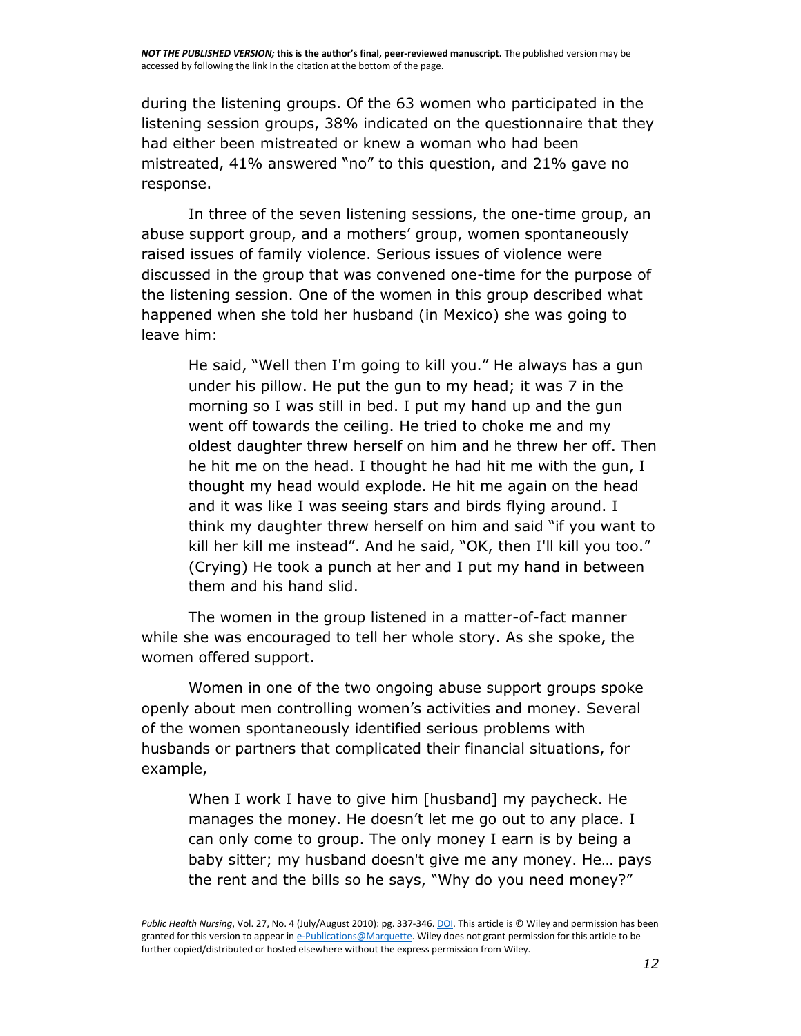during the listening groups. Of the 63 women who participated in the listening session groups, 38% indicated on the questionnaire that they had either been mistreated or knew a woman who had been mistreated, 41% answered "no" to this question, and 21% gave no response.

In three of the seven listening sessions, the one-time group, an abuse support group, and a mothers' group, women spontaneously raised issues of family violence. Serious issues of violence were discussed in the group that was convened one-time for the purpose of the listening session. One of the women in this group described what happened when she told her husband (in Mexico) she was going to leave him:

> He said, "Well then I'm going to kill you." He always has a gun under his pillow. He put the gun to my head; it was 7 in the morning so I was still in bed. I put my hand up and the gun went off towards the ceiling. He tried to choke me and my oldest daughter threw herself on him and he threw her off. Then he hit me on the head. I thought he had hit me with the gun, I thought my head would explode. He hit me again on the head and it was like I was seeing stars and birds flying around. I think my daughter threw herself on him and said "if you want to kill her kill me instead". And he said, "OK, then I'll kill you too." (Crying) He took a punch at her and I put my hand in between them and his hand slid.

The women in the group listened in a matter-of-fact manner while she was encouraged to tell her whole story. As she spoke, the women offered support.

Women in one of the two ongoing abuse support groups spoke openly about men controlling women's activities and money. Several of the women spontaneously identified serious problems with husbands or partners that complicated their financial situations, for example,

> When I work I have to give him [husband] my paycheck. He manages the money. He doesn't let me go out to any place. I can only come to group. The only money I earn is by being a baby sitter; my husband doesn't give me any money. He… pays the rent and the bills so he says, "Why do you need money?"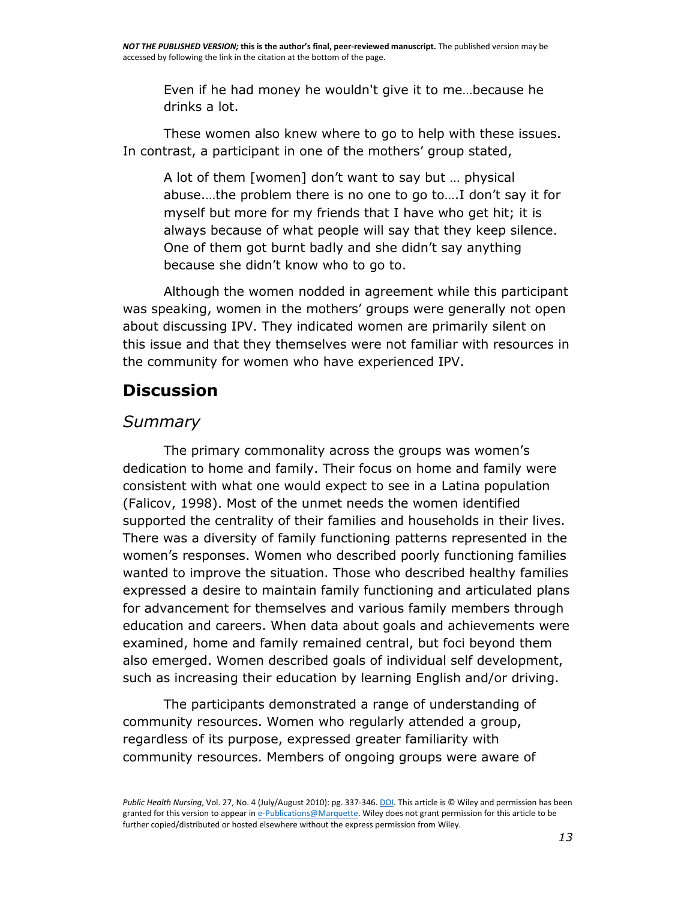> Even if he had money he wouldn't give it to me…because he drinks a lot.

These women also knew where to go to help with these issues. In contrast, a participant in one of the mothers' group stated,

> A lot of them [women] don't want to say but … physical abuse.…the problem there is no one to go to….I don't say it for myself but more for my friends that I have who get hit; it is always because of what people will say that they keep silence. One of them got burnt badly and she didn't say anything because she didn't know who to go to.

Although the women nodded in agreement while this participant was speaking, women in the mothers' groups were generally not open about discussing IPV. They indicated women are primarily silent on this issue and that they themselves were not familiar with resources in the community for women who have experienced IPV.

## Discussion

### *Summary*

The primary commonality across the groups was women's dedication to home and family. Their focus on home and family were consistent with what one would expect to see in a Latina population (Falicov, 1998). Most of the unmet needs the women identified supported the centrality of their families and households in their lives. There was a diversity of family functioning patterns represented in the women's responses. Women who described poorly functioning families wanted to improve the situation. Those who described healthy families expressed a desire to maintain family functioning and articulated plans for advancement for themselves and various family members through education and careers. When data about goals and achievements were examined, home and family remained central, but foci beyond them also emerged. Women described goals of individual self development, such as increasing their education by learning English and/or driving.

The participants demonstrated a range of understanding of community resources. Women who regularly attended a group, regardless of its purpose, expressed greater familiarity with community resources. Members of ongoing groups were aware of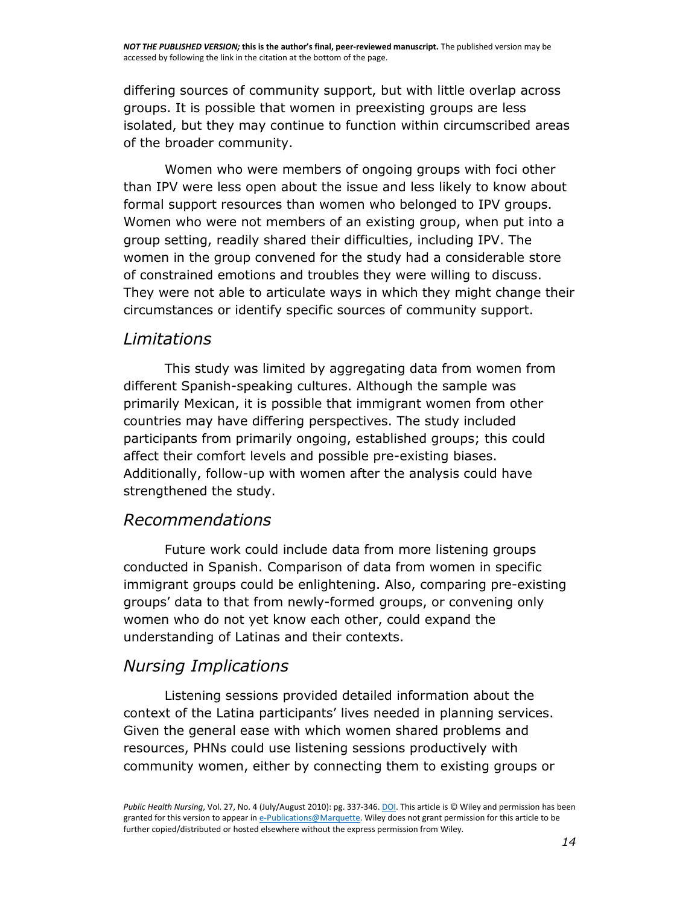differing sources of community support, but with little overlap across groups. It is possible that women in preexisting groups are less isolated, but they may continue to function within circumscribed areas of the broader community.

Women who were members of ongoing groups with foci other than IPV were less open about the issue and less likely to know about formal support resources than women who belonged to IPV groups. Women who were not members of an existing group, when put into a group setting, readily shared their difficulties, including IPV. The women in the group convened for the study had a considerable store of constrained emotions and troubles they were willing to discuss. They were not able to articulate ways in which they might change their circumstances or identify specific sources of community support.

## *Limitations*

This study was limited by aggregating data from women from different Spanish-speaking cultures. Although the sample was primarily Mexican, it is possible that immigrant women from other countries may have differing perspectives. The study included participants from primarily ongoing, established groups; this could affect their comfort levels and possible pre-existing biases. Additionally, follow-up with women after the analysis could have strengthened the study.

## *Recommendations*

Future work could include data from more listening groups conducted in Spanish. Comparison of data from women in specific immigrant groups could be enlightening. Also, comparing pre-existing groups' data to that from newly-formed groups, or convening only women who do not yet know each other, could expand the understanding of Latinas and their contexts.

## *Nursing Implications*

Listening sessions provided detailed information about the context of the Latina participants' lives needed in planning services. Given the general ease with which women shared problems and resources, PHNs could use listening sessions productively with community women, either by connecting them to existing groups or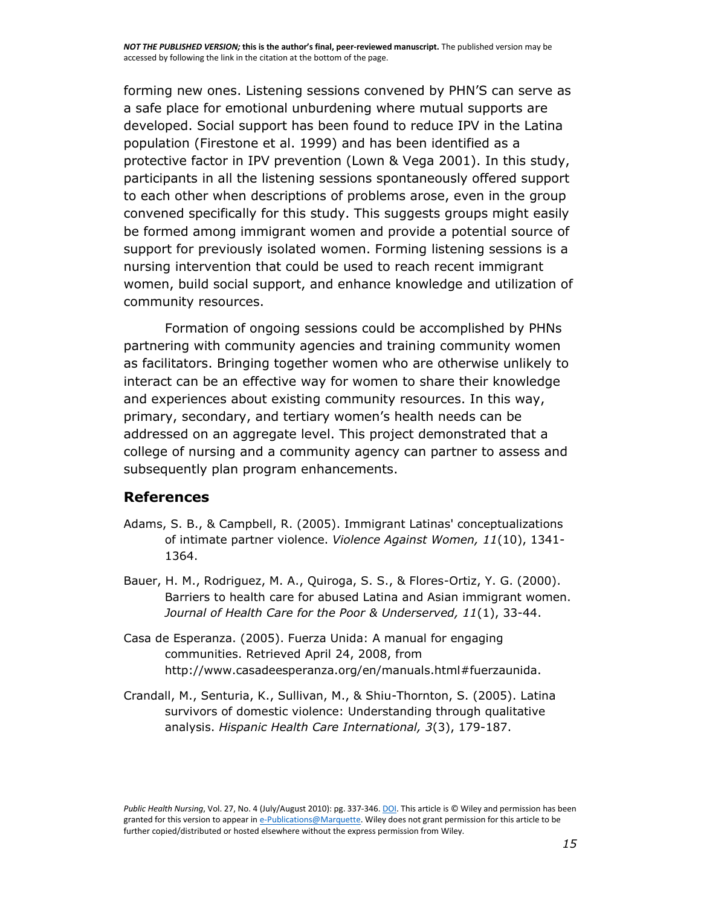forming new ones. Listening sessions convened by PHN'S can serve as a safe place for emotional unburdening where mutual supports are developed. Social support has been found to reduce IPV in the Latina population (Firestone et al. 1999) and has been identified as a protective factor in IPV prevention (Lown & Vega 2001). In this study, participants in all the listening sessions spontaneously offered support to each other when descriptions of problems arose, even in the group convened specifically for this study. This suggests groups might easily be formed among immigrant women and provide a potential source of support for previously isolated women. Forming listening sessions is a nursing intervention that could be used to reach recent immigrant women, build social support, and enhance knowledge and utilization of community resources.

Formation of ongoing sessions could be accomplished by PHNs partnering with community agencies and training community women as facilitators. Bringing together women who are otherwise unlikely to interact can be an effective way for women to share their knowledge and experiences about existing community resources. In this way, primary, secondary, and tertiary women's health needs can be addressed on an aggregate level. This project demonstrated that a college of nursing and a community agency can partner to assess and subsequently plan program enhancements.

## References

Adams, S. B., & Campbell, R. (2005). Immigrant Latinas' conceptualizations of intimate partner violence. *Violence Against Women, 11*(10), 1341-1364.

Bauer, H. M., Rodriguez, M. A., Quiroga, S. S., & Flores-Ortiz, Y. G. (2000). Barriers to health care for abused Latina and Asian immigrant women. *Journal of Health Care for the Poor & Underserved, 11*(1), 33-44.

Casa de Esperanza. (2005). Fuerza Unida: A manual for engaging communities. Retrieved April 24, 2008, from http://www.casadeesperanza.org/en/manuals.html#fuerzaunida.

Crandall, M., Senturia, K., Sullivan, M., & Shiu-Thornton, S. (2005). Latina survivors of domestic violence: Understanding through qualitative analysis. *Hispanic Health Care International, 3*(3), 179-187.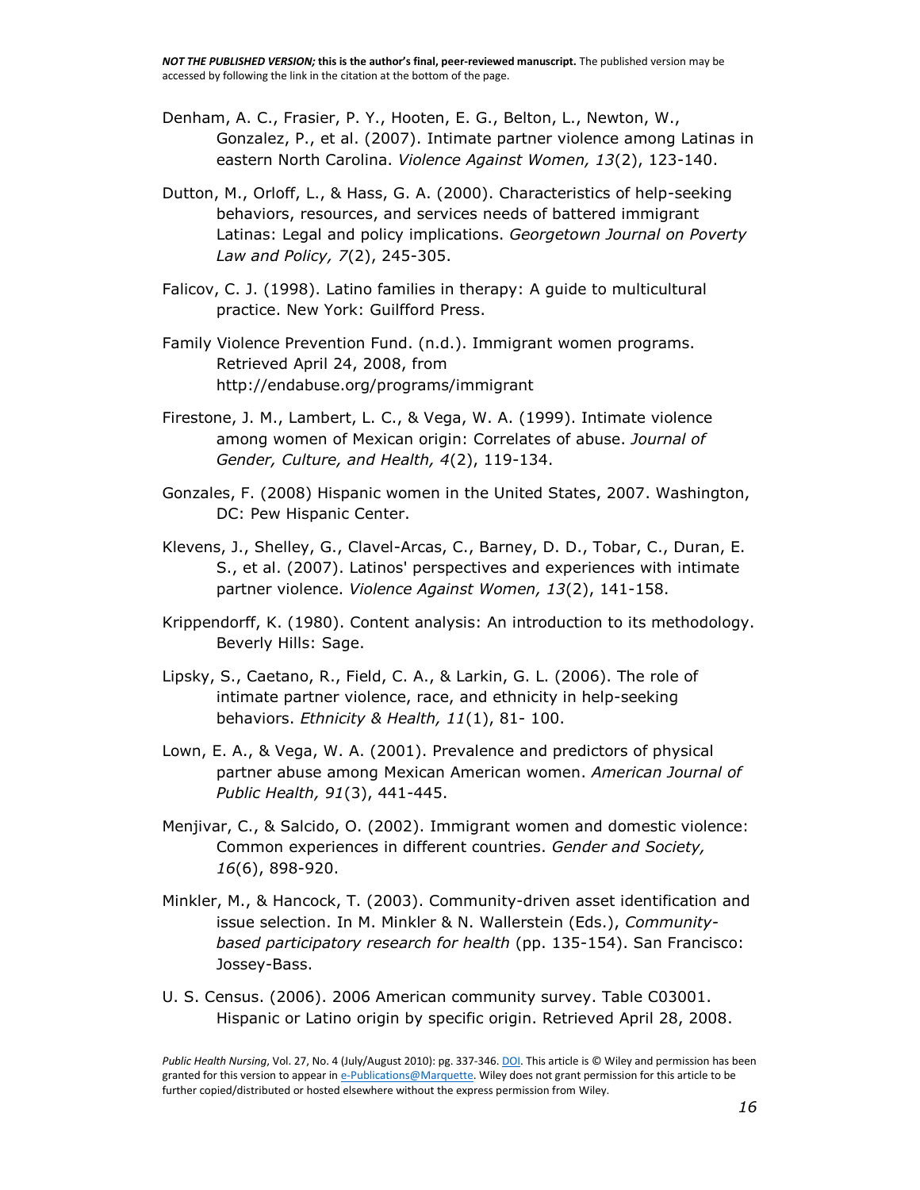Denham, A. C., Frasier, P. Y., Hooten, E. G., Belton, L., Newton, W., Gonzalez, P., et al. (2007). Intimate partner violence among Latinas in eastern North Carolina. *Violence Against Women, 13*(2), 123-140.

Dutton, M., Orloff, L., & Hass, G. A. (2000). Characteristics of help-seeking behaviors, resources, and services needs of battered immigrant Latinas: Legal and policy implications. *Georgetown Journal on Poverty Law and Policy, 7*(2), 245-305.

Falicov, C. J. (1998). Latino families in therapy: A guide to multicultural practice. New York: Guilford Press.

Family Violence Prevention Fund. (n.d.). Immigrant women programs. Retrieved April 24, 2008, from http://endabuse.org/programs/immigrant

Firestone, J. M., Lambert, L. C., & Vega, W. A. (1999). Intimate violence among women of Mexican origin: Correlates of abuse. *Journal of Gender, Culture, and Health, 4*(2), 119-134.

Gonzales, F. (2008) Hispanic women in the United States, 2007. Washington, DC: Pew Hispanic Center.

Klevens, J., Shelley, G., Clavel-Arcas, C., Barney, D. D., Tobar, C., Duran, E. S., et al. (2007). Latinos' perspectives and experiences with intimate partner violence. *Violence Against Women, 13*(2), 141-158.

Krippendorff, K. (1980). Content analysis: An introduction to its methodology. Beverly Hills: Sage.

Lipsky, S., Caetano, R., Field, C. A., & Larkin, G. L. (2006). The role of intimate partner violence, race, and ethnicity in help-seeking behaviors. *Ethnicity & Health, 11*(1), 81- 100.

Lown, E. A., & Vega, W. A. (2001). Prevalence and predictors of physical partner abuse among Mexican American women. *American Journal of Public Health, 91*(3), 441-445.

Menjivar, C., & Salcido, O. (2002). Immigrant women and domestic violence: Common experiences in different countries. *Gender and Society, 16*(6), 898-920.

Minkler, M., & Hancock, T. (2003). Community-driven asset identification and issue selection. In M. Minkler & N. Wallerstein (Eds.), *Community-based participatory research for health* (pp. 135-154). San Francisco: Jossey-Bass.

U. S. Census. (2006). 2006 American community survey. Table C03001. Hispanic or Latino origin by specific origin. Retrieved April 28, 2008.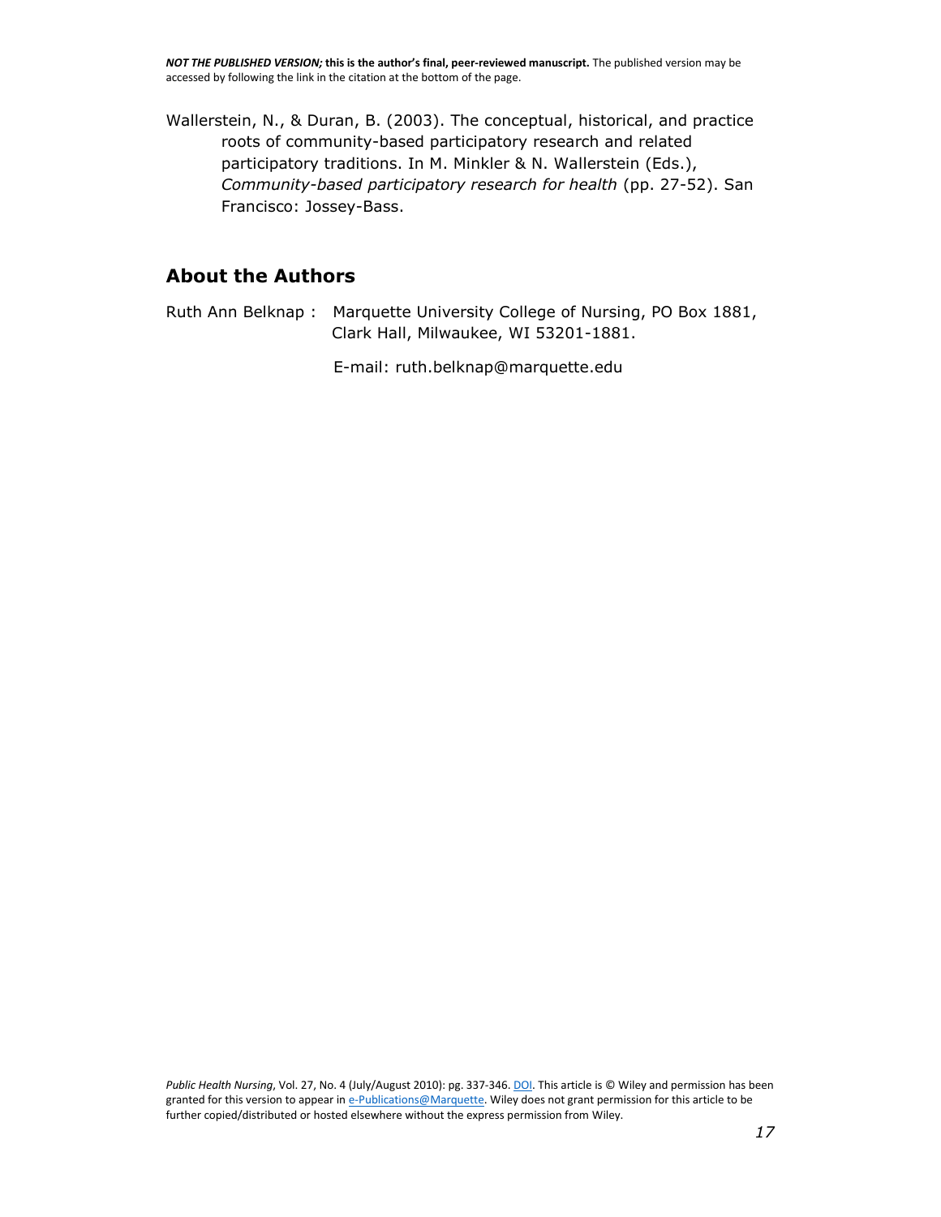Wallerstein, N., & Duran, B. (2003). The conceptual, historical, and practice roots of community-based participatory research and related participatory traditions. In M. Minkler & N. Wallerstein (Eds.), *Community-based participatory research for health* (pp. 27-52). San Francisco: Jossey-Bass.

## About the Authors

Ruth Ann Belknap : Marquette University College of Nursing, PO Box 1881, Clark Hall, Milwaukee, WI 53201-1881.

E-mail: ruth.belknap@marquette.edu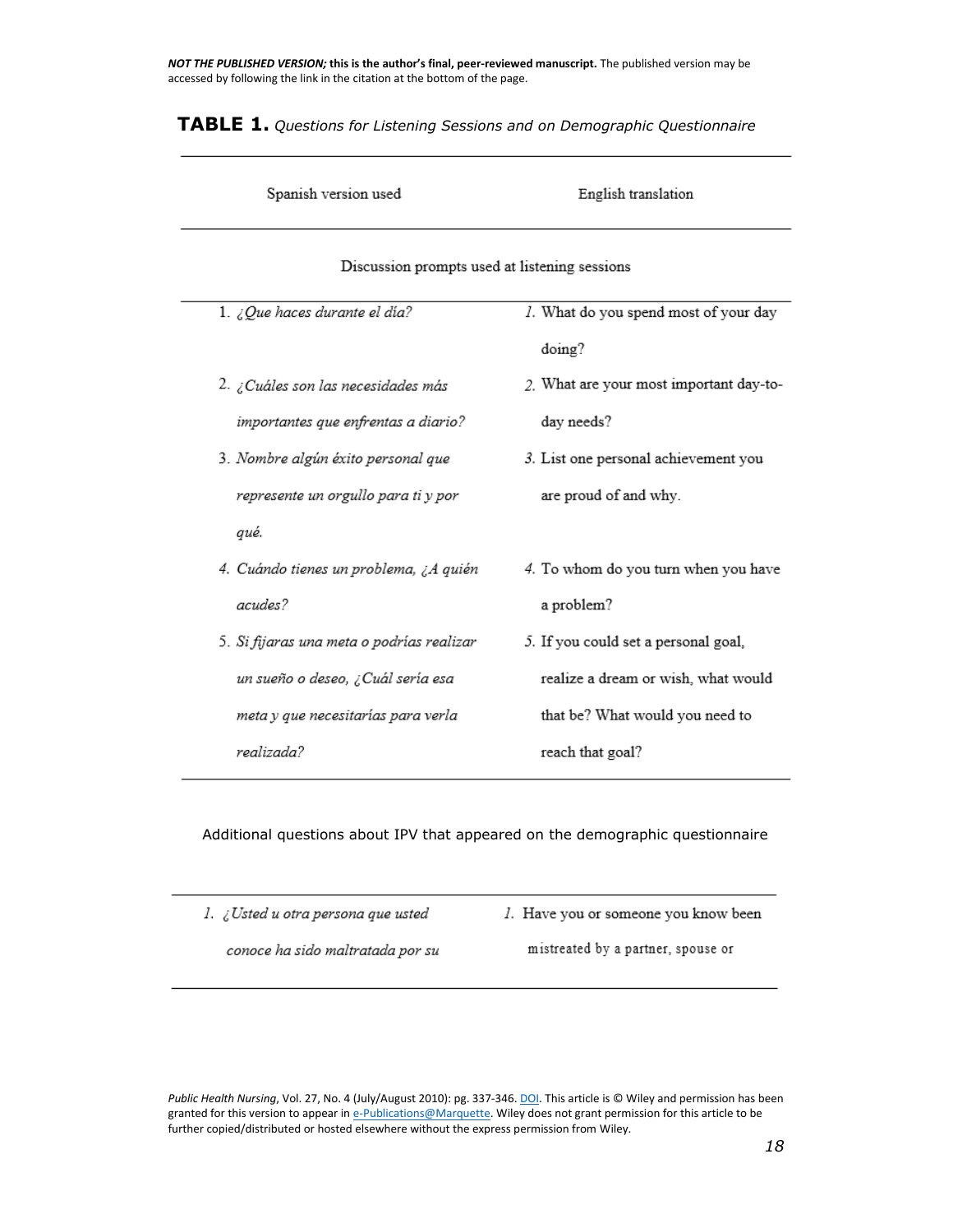*NOT THE PUBLISHED VERSION;* **this is the author's final, peer-reviewed manuscript.** The published version may be accessed by following the link in the citation at the bottom of the page.

**TABLE 1.** *Questions for Listening Sessions and on Demographic Questionnaire*

| Spanish version used | English translation |
|---|---|
| **Discussion prompts used at listening sessions** | |
| 1. *¿Que haces durante el día?* | 1. What do you spend most of your day doing? |
| 2. *¿Cuáles son las necesidades más importantes que enfrentas a diario?* | 2. What are your most important day-to-day needs? |
| 3. *Nombre algún éxito personal que represente un orgullo para ti y por qué.* | 3. List one personal achievement you are proud of and why. |
| 4. *Cuándo tienes un problema, ¿A quién acudes?* | 4. To whom do you turn when you have a problem? |
| 5. *Si fijaras una meta o podrías realizar un sueño o deseo, ¿Cuál sería esa meta y que necesitarías para verla realizada?* | 5. If you could set a personal goal, realize a dream or wish, what would that be? What would you need to reach that goal? |

Additional questions about IPV that appeared on the demographic questionnaire

| | |
|---|---|
| 1. *¿Usted u otra persona que usted conoce ha sido maltratada por su* | 1. Have you or someone you know been mistreated by a partner, spouse or |

*Public Health Nursing*, Vol. 27, No. 4 (July/August 2010): pg. 337-346. DOI. This article is © Wiley and permission has been granted for this version to appear in e-Publications@Marquette. Wiley does not grant permission for this article to be further copied/distributed or hosted elsewhere without the express permission from Wiley.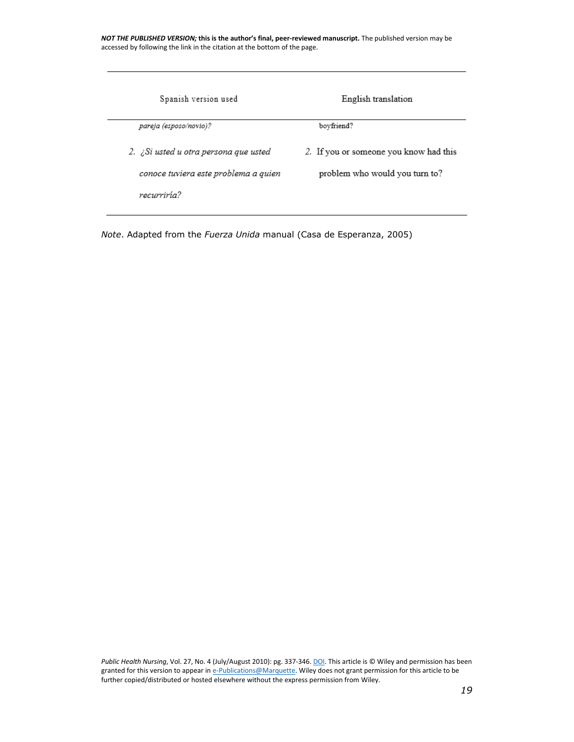| Spanish version used | English translation |
|---|---|
| *pareja (esposo/novio)?* | boyfriend? |
| 2. *¿Si usted u otra persona que usted conoce tuviera este problema a quien recurriría?* | 2. If you or someone you know had this problem who would you turn to? |

*Note*. Adapted from the *Fuerza Unida* manual (Casa de Esperanza, 2005)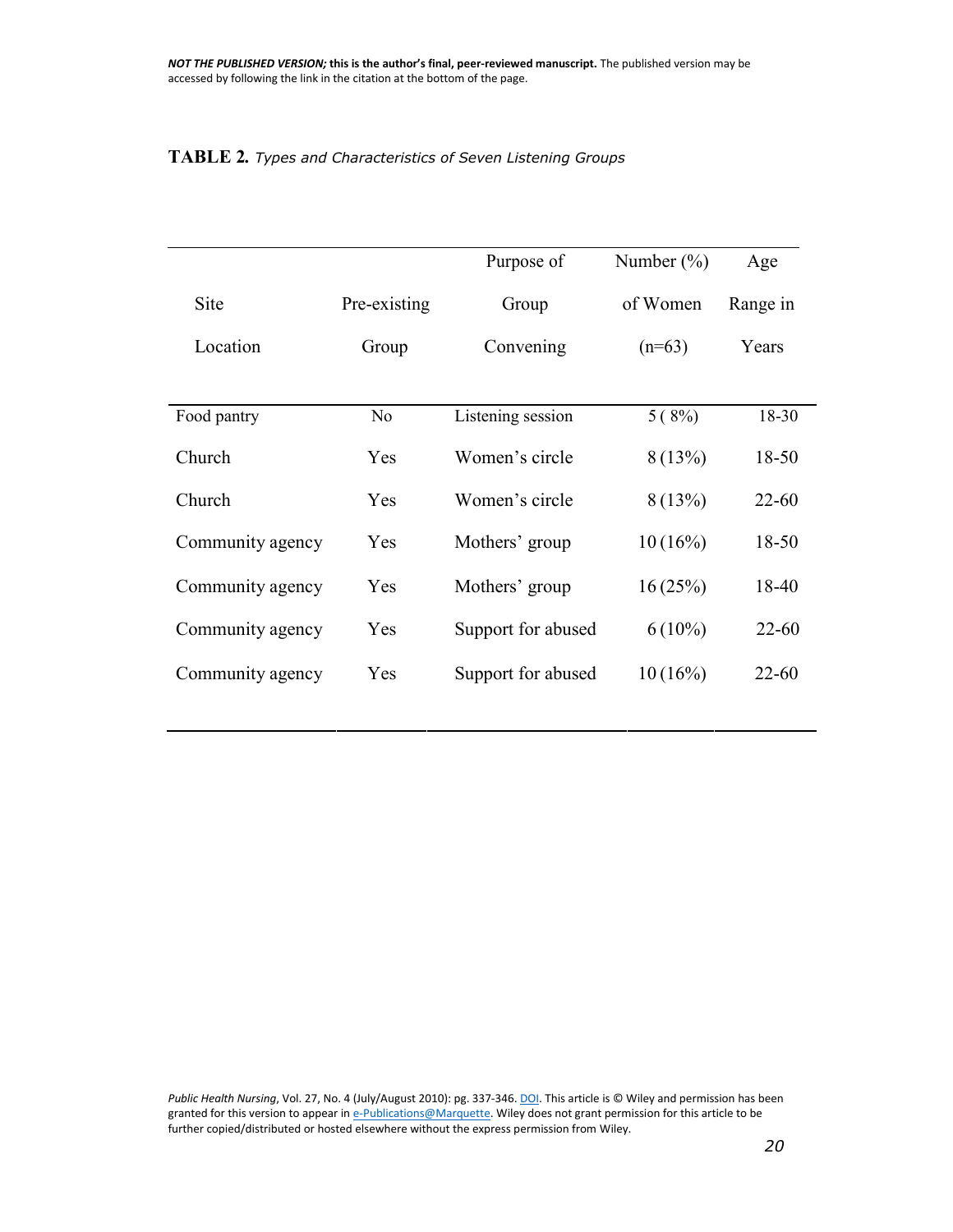**TABLE 2.** *Types and Characteristics of Seven Listening Groups*

| Site Location | Pre-existing Group | Purpose of Group Convening | Number (%) of Women (n=63) | Age Range in Years |
|---|---|---|---|---|
| Food pantry | No | Listening session | 5 ( 8%) | 18-30 |
| Church | Yes | Women's circle | 8 (13%) | 18-50 |
| Church | Yes | Women's circle | 8 (13%) | 22-60 |
| Community agency | Yes | Mothers' group | 10 (16%) | 18-50 |
| Community agency | Yes | Mothers' group | 16 (25%) | 18-40 |
| Community agency | Yes | Support for abused | 6 (10%) | 22-60 |
| Community agency | Yes | Support for abused | 10 (16%) | 22-60 |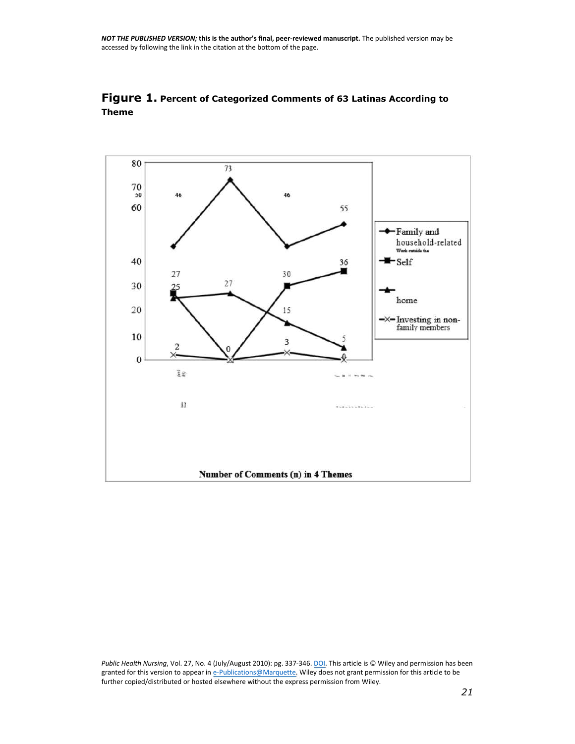NOT THE PUBLISHED VERSION; this is the author's final, peer-reviewed manuscript. The published version may be accessed by following the link in the citation at the bottom of the page.

**Figure 1.** **Percent of Categorized Comments of 63 Latinas According to Theme**

80
70
60
40
30
20
10
0

73
46
46
55
27
25
27
30
36
15
2
0
3
5
0

Family and household-related
Self
Work outside the home
Investing in non-family members

Number of Comments (n) in 4 Themes

*Public Health Nursing*, Vol. 27, No. 4 (July/August 2010): pg. 337-346. DOI. This article is © Wiley and permission has been granted for this version to appear in e-Publications@Marquette. Wiley does not grant permission for this article to be further copied/distributed or hosted elsewhere without the express permission from Wiley.